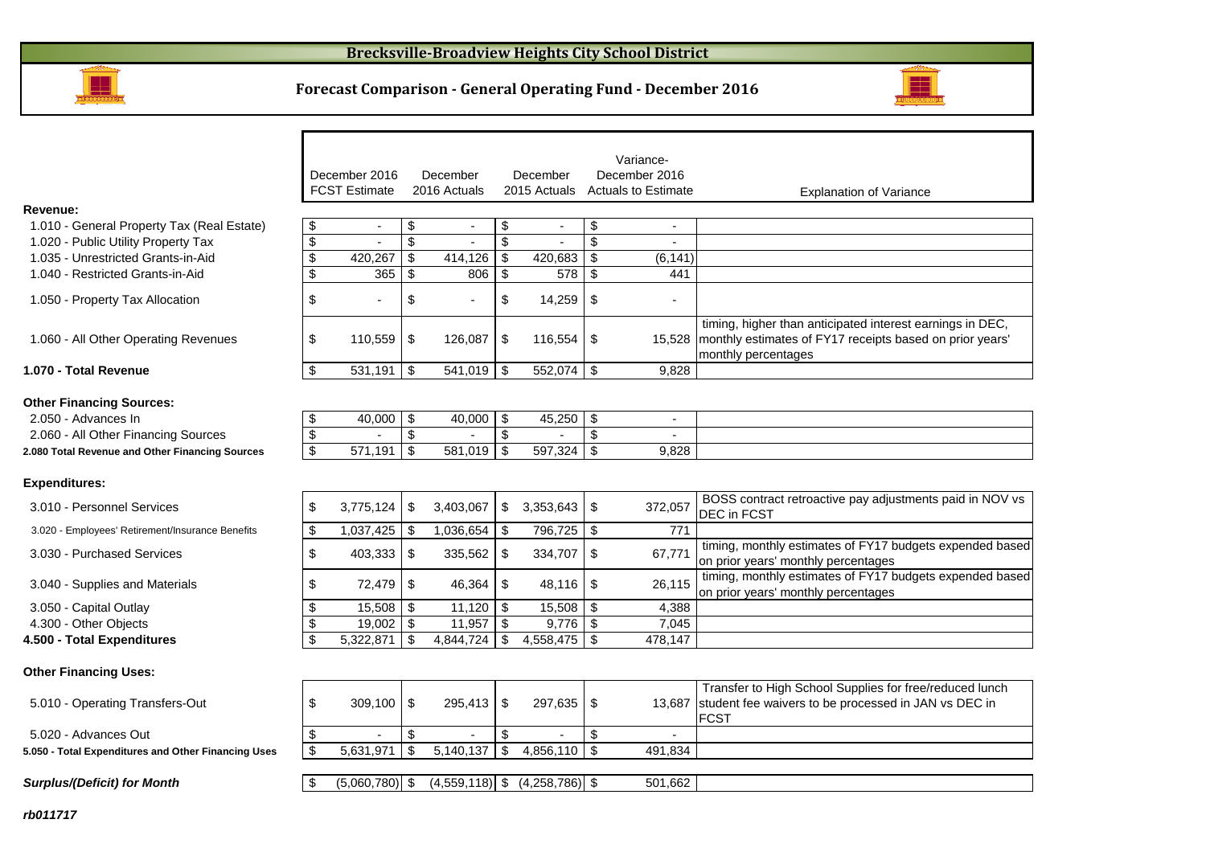# Brecksville-Broadview Heights City School District

## Forecast Comparison - General Operating Fund - December 2016

| | December 2016 FCST Estimate | December 2016 Actuals | December 2015 Actuals | Variance- December 2016 Actuals to Estimate | Explanation of Variance |
|---|---|---|---|---|---|
| **Revenue:** | | | | | |
| 1.010 - General Property Tax (Real Estate) | $ - | $ - | $ - | $ - | |
| 1.020 - Public Utility Property Tax | $ - | $ - | $ - | $ - | |
| 1.035 - Unrestricted Grants-in-Aid | $ 420,267 | $ 414,126 | $ 420,683 | $ (6,141) | |
| 1.040 - Restricted Grants-in-Aid | $ 365 | $ 806 | $ 578 | $ 441 | |
| 1.050 - Property Tax Allocation | $ - | $ - | $ 14,259 | $ - | |
| 1.060 - All Other Operating Revenues | $ 110,559 | $ 126,087 | $ 116,554 | $ 15,528 | timing, higher than anticipated interest earnings in DEC, monthly estimates of FY17 receipts based on prior years' monthly percentages |
| **1.070 - Total Revenue** | $ 531,191 | $ 541,019 | $ 552,074 | $ 9,828 | |
| **Other Financing Sources:** | | | | | |
| 2.050 - Advances In | $ 40,000 | $ 40,000 | $ 45,250 | $ - | |
| 2.060 - All Other Financing Sources | $ - | $ - | $ - | $ - | |
| **2.080 Total Revenue and Other Financing Sources** | $ 571,191 | $ 581,019 | $ 597,324 | $ 9,828 | |
| **Expenditures:** | | | | | |
| 3.010 - Personnel Services | $ 3,775,124 | $ 3,403,067 | $ 3,353,643 | $ 372,057 | BOSS contract retroactive pay adjustments paid in NOV vs DEC in FCST |
| 3.020 - Employees' Retirement/Insurance Benefits | $ 1,037,425 | $ 1,036,654 | $ 796,725 | $ 771 | |
| 3.030 - Purchased Services | $ 403,333 | $ 335,562 | $ 334,707 | $ 67,771 | timing, monthly estimates of FY17 budgets expended based on prior years' monthly percentages |
| 3.040 - Supplies and Materials | $ 72,479 | $ 46,364 | $ 48,116 | $ 26,115 | timing, monthly estimates of FY17 budgets expended based on prior years' monthly percentages |
| 3.050 - Capital Outlay | $ 15,508 | $ 11,120 | $ 15,508 | $ 4,388 | |
| 4.300 - Other Objects | $ 19,002 | $ 11,957 | $ 9,776 | $ 7,045 | |
| **4.500 - Total Expenditures** | $ 5,322,871 | $ 4,844,724 | $ 4,558,475 | $ 478,147 | |
| **Other Financing Uses:** | | | | | |
| 5.010 - Operating Transfers-Out | $ 309,100 | $ 295,413 | $ 297,635 | $ 13,687 | Transfer to High School Supplies for free/reduced lunch student fee waivers to be processed in JAN vs DEC in FCST |
| 5.020 - Advances Out | $ - | $ - | $ - | $ - | |
| **5.050 - Total Expenditures and Other Financing Uses** | $ 5,631,971 | $ 5,140,137 | $ 4,856,110 | $ 491,834 | |
| ***Surplus/(Deficit) for Month*** | $ (5,060,780) | $ (4,559,118) | $ (4,258,786) | $ 501,662 | |

***rb011717***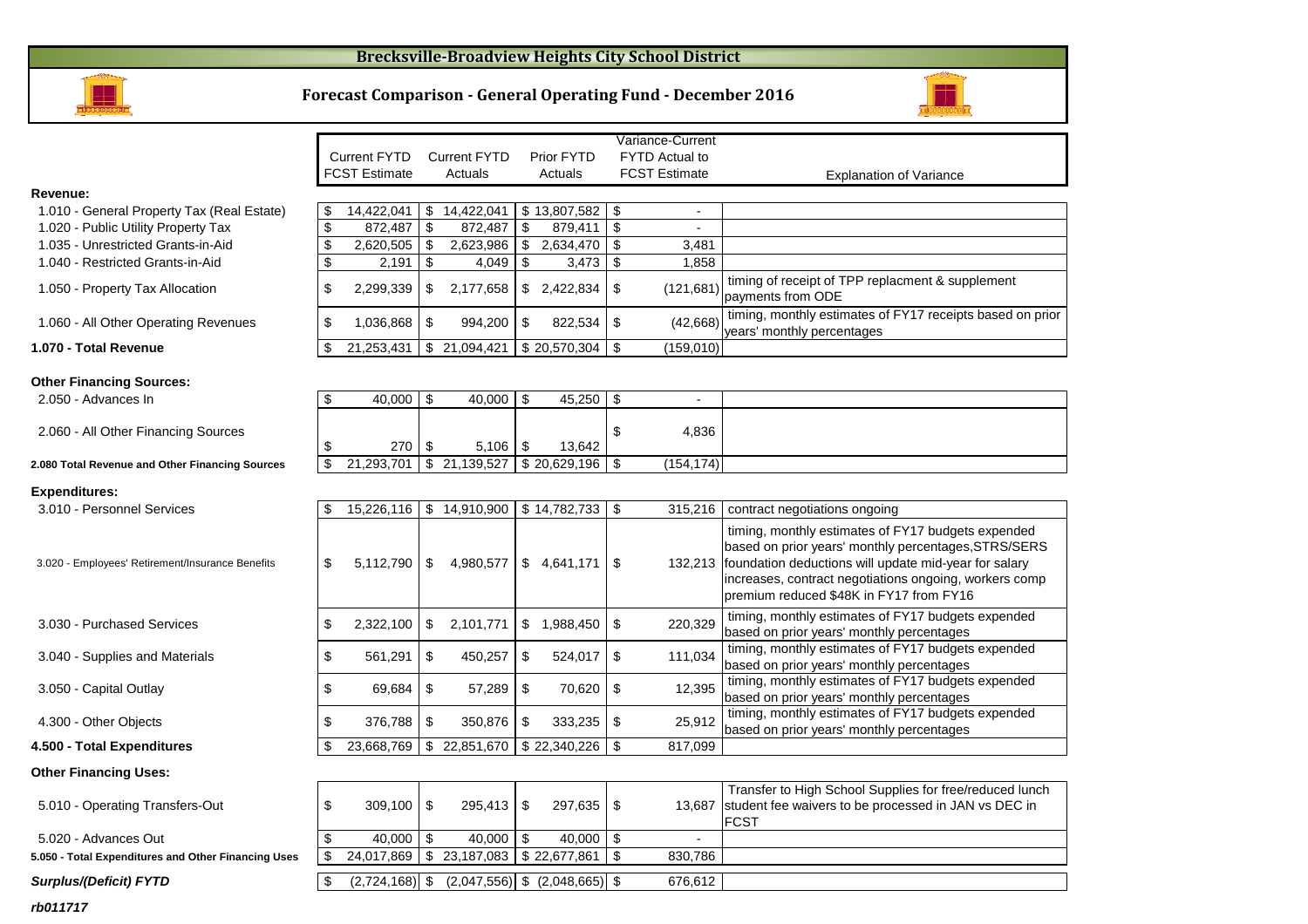# Brecksville-Broadview Heights City School District

## Forecast Comparison - General Operating Fund - December 2016

| | Current FYTD FCST Estimate | Current FYTD Actuals | Prior FYTD Actuals | Variance-Current FYTD Actual to FCST Estimate | Explanation of Variance |
|---|---|---|---|---|---|
| **Revenue:** | | | | | |
| 1.010 - General Property Tax (Real Estate) | $ 14,422,041 | $ 14,422,041 | $ 13,807,582 | $ - | |
| 1.020 - Public Utility Property Tax | $ 872,487 | $ 872,487 | $ 879,411 | $ - | |
| 1.035 - Unrestricted Grants-in-Aid | $ 2,620,505 | $ 2,623,986 | $ 2,634,470 | $ 3,481 | |
| 1.040 - Restricted Grants-in-Aid | $ 2,191 | $ 4,049 | $ 3,473 | $ 1,858 | |
| 1.050 - Property Tax Allocation | $ 2,299,339 | $ 2,177,658 | $ 2,422,834 | $ (121,681) | timing of receipt of TPP replacment & supplement payments from ODE |
| 1.060 - All Other Operating Revenues | $ 1,036,868 | $ 994,200 | $ 822,534 | $ (42,668) | timing, monthly estimates of FY17 receipts based on prior years' monthly percentages |
| **1.070 - Total Revenue** | $ 21,253,431 | $ 21,094,421 | $ 20,570,304 | $ (159,010) | |
| **Other Financing Sources:** | | | | | |
| 2.050 - Advances In | $ 40,000 | $ 40,000 | $ 45,250 | $ - | |
| 2.060 - All Other Financing Sources | $ 270 | $ 5,106 | $ 13,642 | $ 4,836 | |
| **2.080 Total Revenue and Other Financing Sources** | $ 21,293,701 | $ 21,139,527 | $ 20,629,196 | $ (154,174) | |
| **Expenditures:** | | | | | |
| 3.010 - Personnel Services | $ 15,226,116 | $ 14,910,900 | $ 14,782,733 | $ 315,216 | contract negotiations ongoing |
| 3.020 - Employees' Retirement/Insurance Benefits | $ 5,112,790 | $ 4,980,577 | $ 4,641,171 | $ 132,213 | timing, monthly estimates of FY17 budgets expended based on prior years' monthly percentages,STRS/SERS foundation deductions will update mid-year for salary increases, contract negotiations ongoing, workers comp premium reduced $48K in FY17 from FY16 |
| 3.030 - Purchased Services | $ 2,322,100 | $ 2,101,771 | $ 1,988,450 | $ 220,329 | timing, monthly estimates of FY17 budgets expended based on prior years' monthly percentages |
| 3.040 - Supplies and Materials | $ 561,291 | $ 450,257 | $ 524,017 | $ 111,034 | timing, monthly estimates of FY17 budgets expended based on prior years' monthly percentages |
| 3.050 - Capital Outlay | $ 69,684 | $ 57,289 | $ 70,620 | $ 12,395 | timing, monthly estimates of FY17 budgets expended based on prior years' monthly percentages |
| 4.300 - Other Objects | $ 376,788 | $ 350,876 | $ 333,235 | $ 25,912 | timing, monthly estimates of FY17 budgets expended based on prior years' monthly percentages |
| **4.500 - Total Expenditures** | $ 23,668,769 | $ 22,851,670 | $ 22,340,226 | $ 817,099 | |
| **Other Financing Uses:** | | | | | |
| 5.010 - Operating Transfers-Out | $ 309,100 | $ 295,413 | $ 297,635 | $ 13,687 | Transfer to High School Supplies for free/reduced lunch student fee waivers to be processed in JAN vs DEC in FCST |
| 5.020 - Advances Out | $ 40,000 | $ 40,000 | $ 40,000 | $ - | |
| **5.050 - Total Expenditures and Other Financing Uses** | $ 24,017,869 | $ 23,187,083 | $ 22,677,861 | $ 830,786 | |
| ***Surplus/(Deficit) FYTD*** | $ (2,724,168) | $ (2,047,556) | $ (2,048,665) | $ 676,612 | |

*rb011717*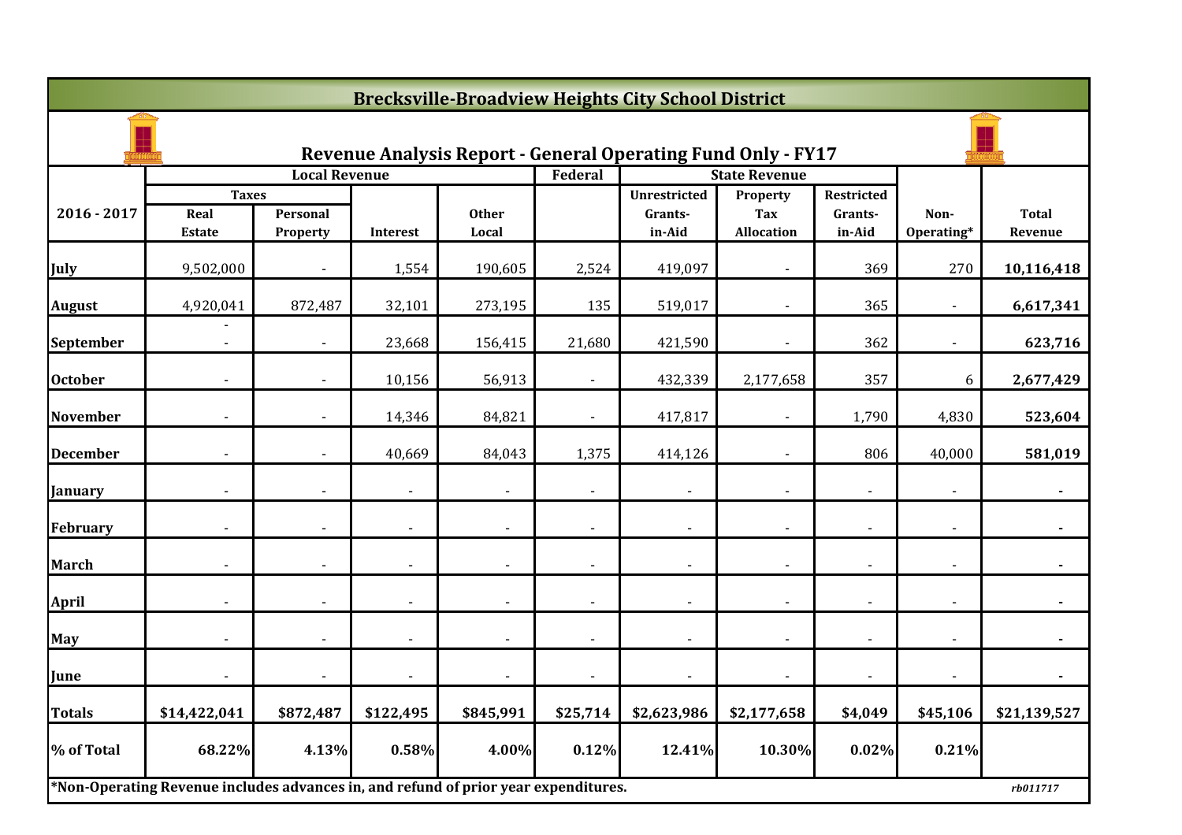# Brecksville-Broadview Heights City School District

## Revenue Analysis Report - General Operating Fund Only - FY17

| 2016 - 2017 | Local Revenue | | | | Federal | State Revenue | | | Non-Operating* | Total Revenue |
|---|---|---|---|---|---|---|---|---|---|---|
| | Taxes | | | | | | | | | |
| | Real Estate | Personal Property | Interest | Other Local | | Unrestricted Grants-in-Aid | Property Tax Allocation | Restricted Grants-in-Aid | | |
| **July** | 9,502,000 | - | 1,554 | 190,605 | 2,524 | 419,097 | - | 369 | 270 | **10,116,418** |
| **August** | 4,920,041 | 872,487 | 32,101 | 273,195 | 135 | 519,017 | - | 365 | - | **6,617,341** |
| **September** | - - | - | 23,668 | 156,415 | 21,680 | 421,590 | - | 362 | - | **623,716** |
| **October** | - | - | 10,156 | 56,913 | - | 432,339 | 2,177,658 | 357 | 6 | **2,677,429** |
| **November** | - | - | 14,346 | 84,821 | - | 417,817 | - | 1,790 | 4,830 | **523,604** |
| **December** | - | - | 40,669 | 84,043 | 1,375 | 414,126 | - | 806 | 40,000 | **581,019** |
| **January** | - | - | - | - | - | - | - | - | - | **-** |
| **February** | - | - | - | - | - | - | - | - | - | **-** |
| **March** | - | - | - | - | - | - | - | - | - | **-** |
| **April** | - | - | - | - | - | - | - | - | - | **-** |
| **May** | - | - | - | - | - | - | - | - | - | **-** |
| **June** | - | - | - | - | - | - | - | - | - | **-** |
| **Totals** | **$14,422,041** | **$872,487** | **$122,495** | **$845,991** | **$25,714** | **$2,623,986** | **$2,177,658** | **$4,049** | **$45,106** | **$21,139,527** |
| **% of Total** | **68.22%** | **4.13%** | **0.58%** | **4.00%** | **0.12%** | **12.41%** | **10.30%** | **0.02%** | **0.21%** | |

**\*Non-Operating Revenue includes advances in, and refund of prior year expenditures.**

*rb011717*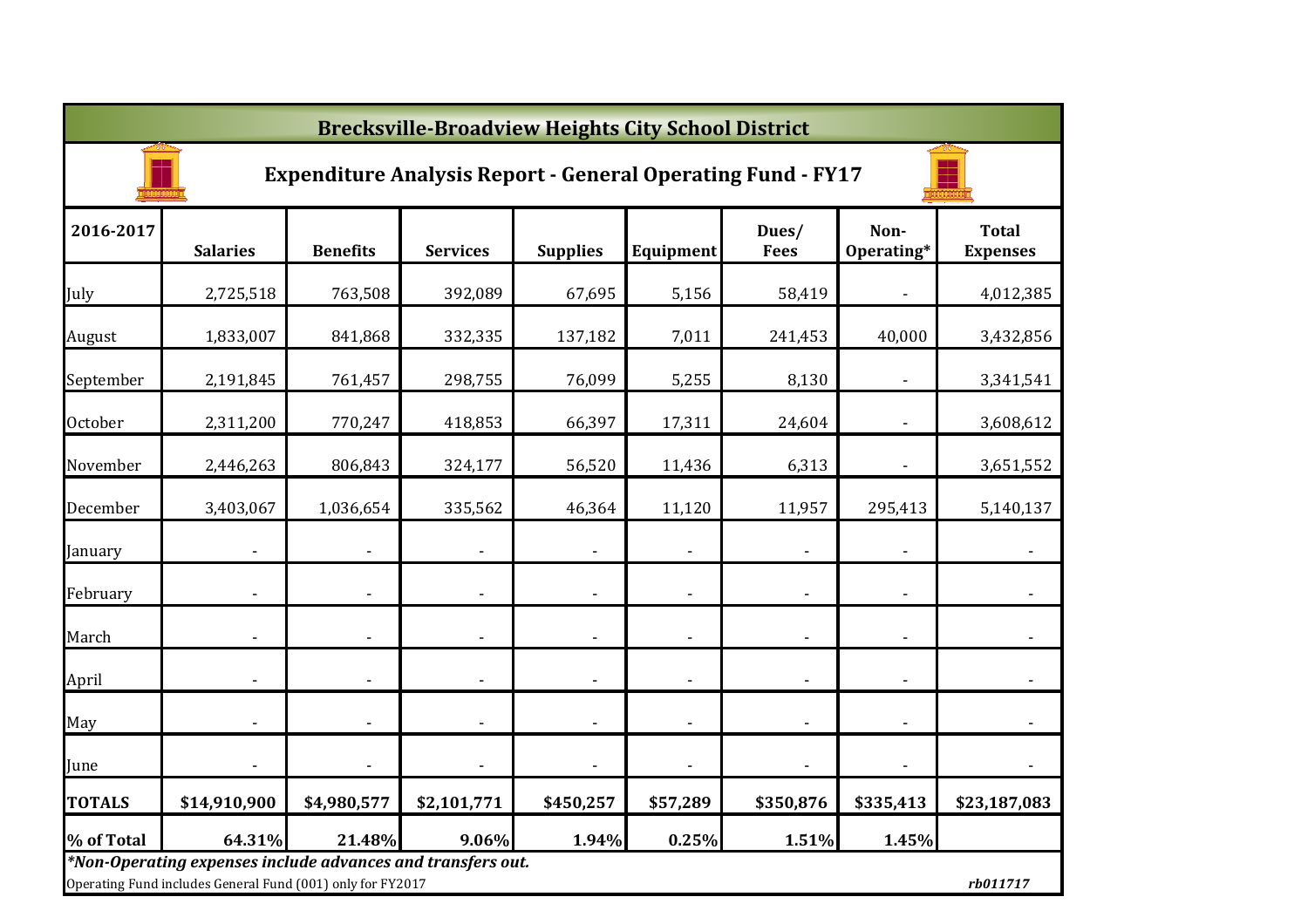## Brecksville-Broadview Heights City School District

### Expenditure Analysis Report - General Operating Fund - FY17

| 2016-2017 | Salaries | Benefits | Services | Supplies | Equipment | Dues/ Fees | Non-Operating* | Total Expenses |
|---|---|---|---|---|---|---|---|---|
| July | 2,725,518 | 763,508 | 392,089 | 67,695 | 5,156 | 58,419 | - | 4,012,385 |
| August | 1,833,007 | 841,868 | 332,335 | 137,182 | 7,011 | 241,453 | 40,000 | 3,432,856 |
| September | 2,191,845 | 761,457 | 298,755 | 76,099 | 5,255 | 8,130 | - | 3,341,541 |
| October | 2,311,200 | 770,247 | 418,853 | 66,397 | 17,311 | 24,604 | - | 3,608,612 |
| November | 2,446,263 | 806,843 | 324,177 | 56,520 | 11,436 | 6,313 | - | 3,651,552 |
| December | 3,403,067 | 1,036,654 | 335,562 | 46,364 | 11,120 | 11,957 | 295,413 | 5,140,137 |
| January | - | - | - | - | - | - | - | - |
| February | - | - | - | - | - | - | - | - |
| March | - | - | - | - | - | - | - | - |
| April | - | - | - | - | - | - | - | - |
| May | - | - | - | - | - | - | - | - |
| June | - | - | - | - | - | - | - | - |
| **TOTALS** | **$14,910,900** | **$4,980,577** | **$2,101,771** | **$450,257** | **$57,289** | **$350,876** | **$335,413** | **$23,187,083** |
| **% of Total** | **64.31%** | **21.48%** | **9.06%** | **1.94%** | **0.25%** | **1.51%** | **1.45%** | |

***Non-Operating expenses include advances and transfers out.***

Operating Fund includes General Fund (001) only for FY2017

*rb011717*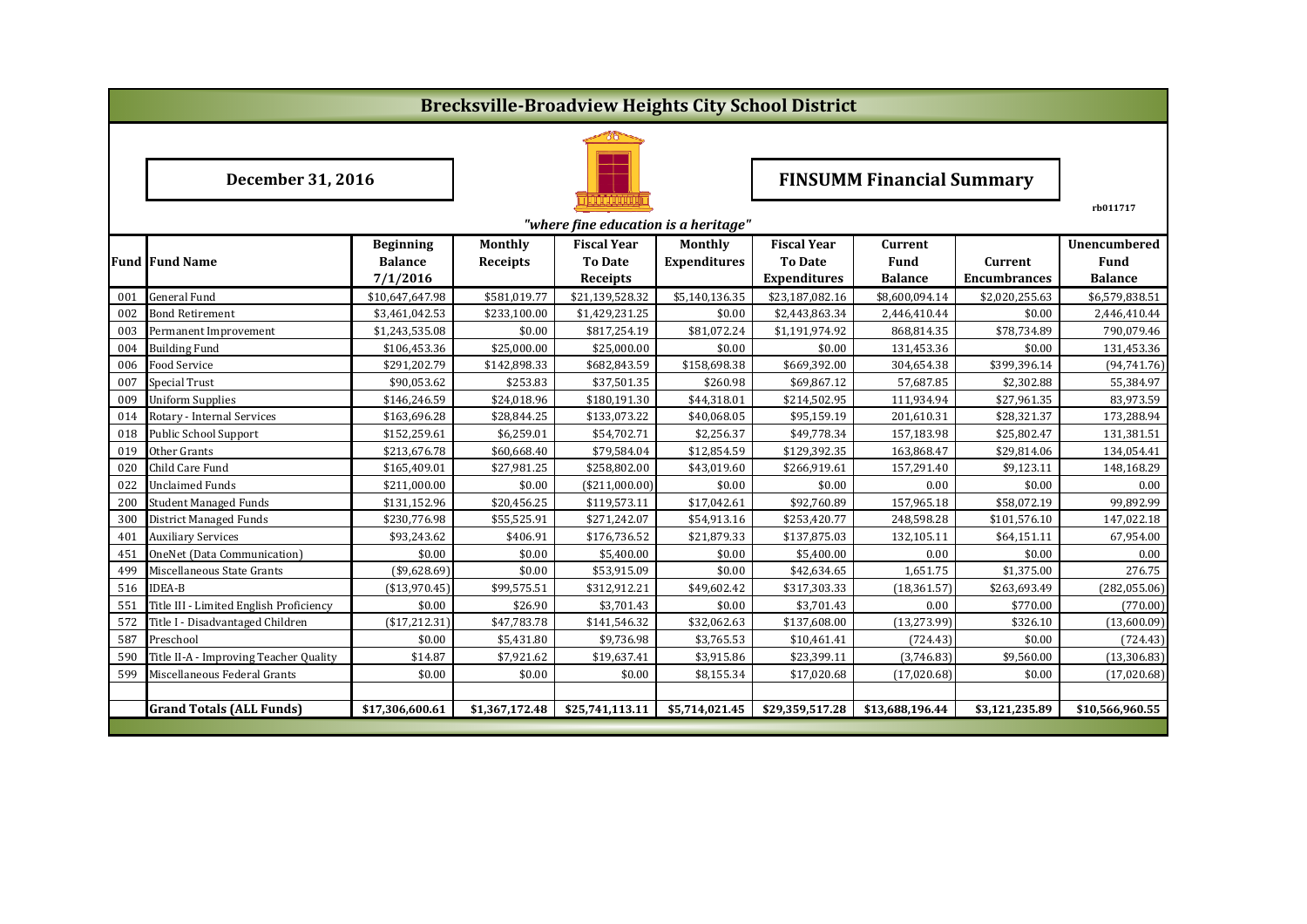# Brecksville-Broadview Heights City School District

**December 31, 2016**

**FINSUMM Financial Summary**

rb011717

*"where fine education is a heritage"*

| Fund | Fund Name | Beginning Balance 7/1/2016 | Monthly Receipts | Fiscal Year To Date Receipts | Monthly Expenditures | Fiscal Year To Date Expenditures | Current Fund Balance | Current Encumbrances | Unencumbered Fund Balance |
|---|---|---|---|---|---|---|---|---|---|
| 001 | General Fund | $10,647,647.98 | $581,019.77 | $21,139,528.32 | $5,140,136.35 | $23,187,082.16 | $8,600,094.14 | $2,020,255.63 | $6,579,838.51 |
| 002 | Bond Retirement | $3,461,042.53 | $233,100.00 | $1,429,231.25 | $0.00 | $2,443,863.34 | 2,446,410.44 | $0.00 | 2,446,410.44 |
| 003 | Permanent Improvement | $1,243,535.08 | $0.00 | $817,254.19 | $81,072.24 | $1,191,974.92 | 868,814.35 | $78,734.89 | 790,079.46 |
| 004 | Building Fund | $106,453.36 | $25,000.00 | $25,000.00 | $0.00 | $0.00 | 131,453.36 | $0.00 | 131,453.36 |
| 006 | Food Service | $291,202.79 | $142,898.33 | $682,843.59 | $158,698.38 | $669,392.00 | 304,654.38 | $399,396.14 | (94,741.76) |
| 007 | Special Trust | $90,053.62 | $253.83 | $37,501.35 | $260.98 | $69,867.12 | 57,687.85 | $2,302.88 | 55,384.97 |
| 009 | Uniform Supplies | $146,246.59 | $24,018.96 | $180,191.30 | $44,318.01 | $214,502.95 | 111,934.94 | $27,961.35 | 83,973.59 |
| 014 | Rotary - Internal Services | $163,696.28 | $28,844.25 | $133,073.22 | $40,068.05 | $95,159.19 | 201,610.31 | $28,321.37 | 173,288.94 |
| 018 | Public School Support | $152,259.61 | $6,259.01 | $54,702.71 | $2,256.37 | $49,778.34 | 157,183.98 | $25,802.47 | 131,381.51 |
| 019 | Other Grants | $213,676.78 | $60,668.40 | $79,584.04 | $12,854.59 | $129,392.35 | 163,868.47 | $29,814.06 | 134,054.41 |
| 020 | Child Care Fund | $165,409.01 | $27,981.25 | $258,802.00 | $43,019.60 | $266,919.61 | 157,291.40 | $9,123.11 | 148,168.29 |
| 022 | Unclaimed Funds | $211,000.00 | $0.00 | ($211,000.00) | $0.00 | $0.00 | 0.00 | $0.00 | 0.00 |
| 200 | Student Managed Funds | $131,152.96 | $20,456.25 | $119,573.11 | $17,042.61 | $92,760.89 | 157,965.18 | $58,072.19 | 99,892.99 |
| 300 | District Managed Funds | $230,776.98 | $55,525.91 | $271,242.07 | $54,913.16 | $253,420.77 | 248,598.28 | $101,576.10 | 147,022.18 |
| 401 | Auxiliary Services | $93,243.62 | $406.91 | $176,736.52 | $21,879.33 | $137,875.03 | 132,105.11 | $64,151.11 | 67,954.00 |
| 451 | OneNet (Data Communication) | $0.00 | $0.00 | $5,400.00 | $0.00 | $5,400.00 | 0.00 | $0.00 | 0.00 |
| 499 | Miscellaneous State Grants | ($9,628.69) | $0.00 | $53,915.09 | $0.00 | $42,634.65 | 1,651.75 | $1,375.00 | 276.75 |
| 516 | IDEA-B | ($13,970.45) | $99,575.51 | $312,912.21 | $49,602.42 | $317,303.33 | (18,361.57) | $263,693.49 | (282,055.06) |
| 551 | Title III - Limited English Proficiency | $0.00 | $26.90 | $3,701.43 | $0.00 | $3,701.43 | 0.00 | $770.00 | (770.00) |
| 572 | Title I - Disadvantaged Children | ($17,212.31) | $47,783.78 | $141,546.32 | $32,062.63 | $137,608.00 | (13,273.99) | $326.10 | (13,600.09) |
| 587 | Preschool | $0.00 | $5,431.80 | $9,736.98 | $3,765.53 | $10,461.41 | (724.43) | $0.00 | (724.43) |
| 590 | Title II-A - Improving Teacher Quality | $14.87 | $7,921.62 | $19,637.41 | $3,915.86 | $23,399.11 | (3,746.83) | $9,560.00 | (13,306.83) |
| 599 | Miscellaneous Federal Grants | $0.00 | $0.00 | $0.00 | $8,155.34 | $17,020.68 | (17,020.68) | $0.00 | (17,020.68) |
| | | | | | | | | | |
| | **Grand Totals (ALL Funds)** | **$17,306,600.61** | **$1,367,172.48** | **$25,741,113.11** | **$5,714,021.45** | **$29,359,517.28** | **$13,688,196.44** | **$3,121,235.89** | **$10,566,960.55** |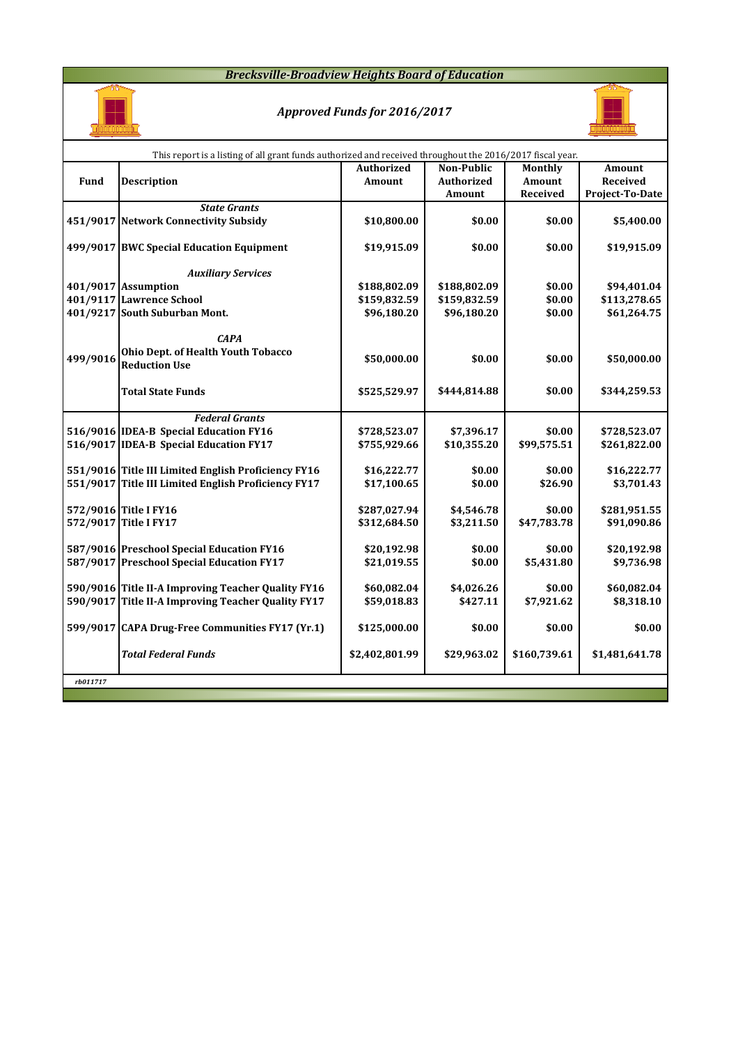# Brecksville-Broadview Heights Board of Education

## *Approved Funds for 2016/2017*

This report is a listing of all grant funds authorized and received throughout the 2016/2017 fiscal year.

| Fund | Description | Authorized Amount | Non-Public Authorized Amount | Monthly Amount Received | Amount Received Project-To-Date |
|---|---|---|---|---|---|
| | ***State Grants*** | | | | |
| 451/9017 | **Network Connectivity Subsidy** | $10,800.00 | $0.00 | $0.00 | $5,400.00 |
| 499/9017 | **BWC Special Education Equipment** | $19,915.09 | $0.00 | $0.00 | $19,915.09 |
| | ***Auxiliary Services*** | | | | |
| 401/9017 | **Assumption** | $188,802.09 | $188,802.09 | $0.00 | $94,401.04 |
| 401/9117 | **Lawrence School** | $159,832.59 | $159,832.59 | $0.00 | $113,278.65 |
| 401/9217 | **South Suburban Mont.** | $96,180.20 | $96,180.20 | $0.00 | $61,264.75 |
| | ***CAPA*** | | | | |
| 499/9016 | **Ohio Dept. of Health Youth Tobacco Reduction Use** | $50,000.00 | $0.00 | $0.00 | $50,000.00 |
| | **Total State Funds** | $525,529.97 | $444,814.88 | $0.00 | $344,259.53 |
| | ***Federal Grants*** | | | | |
| 516/9016 | **IDEA-B Special Education FY16** | $728,523.07 | $7,396.17 | $0.00 | $728,523.07 |
| 516/9017 | **IDEA-B Special Education FY17** | $755,929.66 | $10,355.20 | $99,575.51 | $261,822.00 |
| 551/9016 | **Title III Limited English Proficiency FY16** | $16,222.77 | $0.00 | $0.00 | $16,222.77 |
| 551/9017 | **Title III Limited English Proficiency FY17** | $17,100.65 | $0.00 | $26.90 | $3,701.43 |
| 572/9016 | **Title I FY16** | $287,027.94 | $4,546.78 | $0.00 | $281,951.55 |
| 572/9017 | **Title I FY17** | $312,684.50 | $3,211.50 | $47,783.78 | $91,090.86 |
| 587/9016 | **Preschool Special Education FY16** | $20,192.98 | $0.00 | $0.00 | $20,192.98 |
| 587/9017 | **Preschool Special Education FY17** | $21,019.55 | $0.00 | $5,431.80 | $9,736.98 |
| 590/9016 | **Title II-A Improving Teacher Quality FY16** | $60,082.04 | $4,026.26 | $0.00 | $60,082.04 |
| 590/9017 | **Title II-A Improving Teacher Quality FY17** | $59,018.83 | $427.11 | $7,921.62 | $8,318.10 |
| 599/9017 | **CAPA Drug-Free Communities FY17 (Yr.1)** | $125,000.00 | $0.00 | $0.00 | $0.00 |
| | ***Total Federal Funds*** | $2,402,801.99 | $29,963.02 | $160,739.61 | $1,481,641.78 |

*rb011717*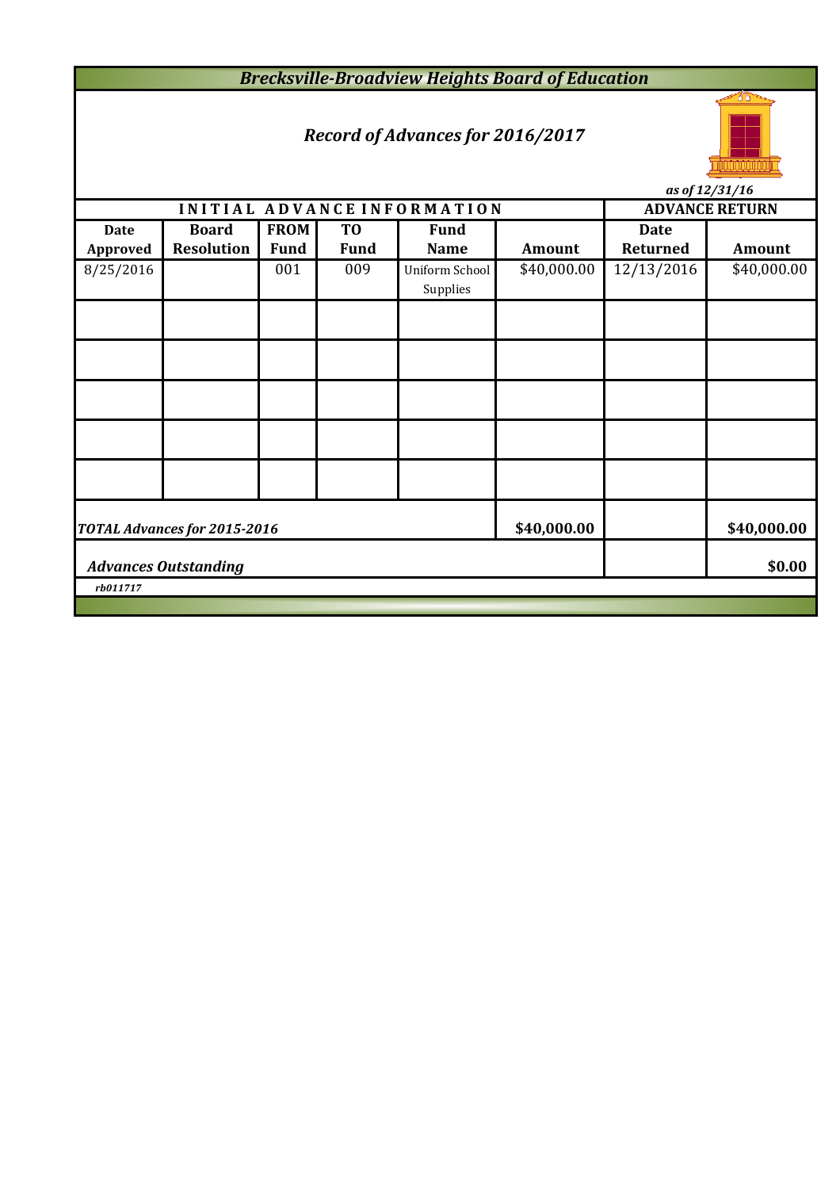# *Brecksville-Broadview Heights Board of Education*

## *Record of Advances for 2016/2017*

*as of 12/31/16*

| INITIAL ADVANCE INFORMATION | | | | | | ADVANCE RETURN | |
|---|---|---|---|---|---|---|---|
| **Date Approved** | **Board Resolution** | **FROM Fund** | **TO Fund** | **Fund Name** | **Amount** | **Date Returned** | **Amount** |
| 8/25/2016 | | 001 | 009 | Uniform School Supplies | $40,000.00 | 12/13/2016 | $40,000.00 |
| | | | | | | | |
| | | | | | | | |
| | | | | | | | |
| | | | | | | | |
| | | | | | | | |
| ***TOTAL Advances for 2015-2016*** | | | | | **$40,000.00** | | **$40,000.00** |
| ***Advances Outstanding*** | | | | | | | **$0.00** |

*rb011717*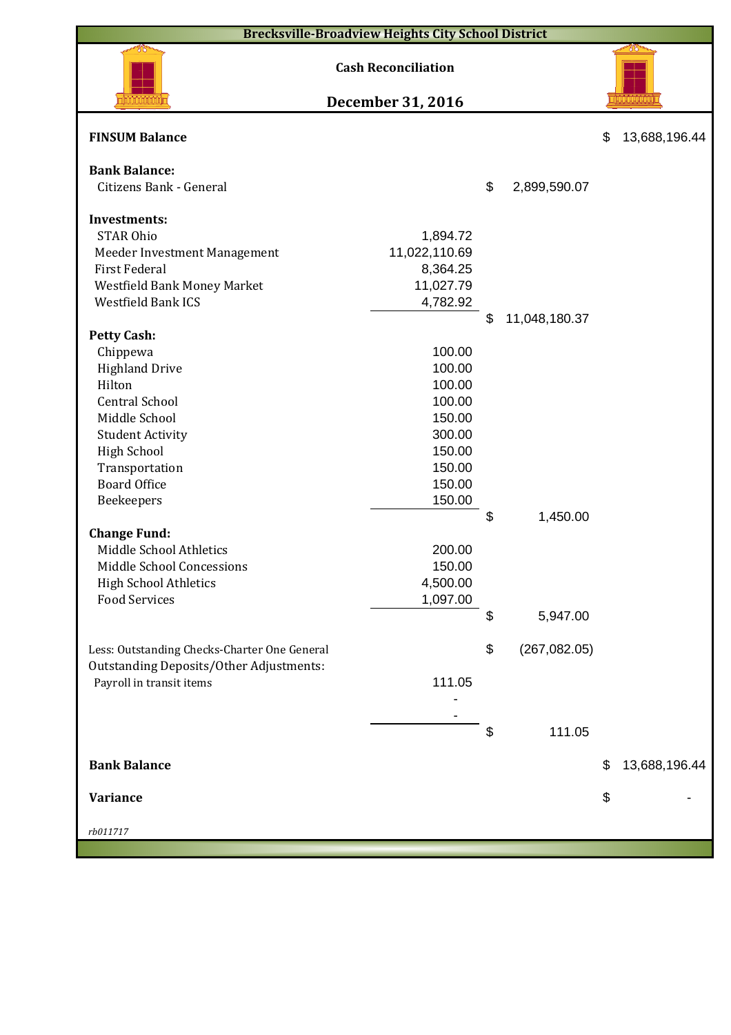# Brecksville-Broadview Heights City School District

## Cash Reconciliation

## December 31, 2016

| | | | |
|---|---|---|---|
| **FINSUM Balance** | | | $ 13,688,196.44 |
| | | | |
| **Bank Balance:** | | | |
| Citizens Bank - General | | $ 2,899,590.07 | |
| | | | |
| **Investments:** | | | |
| STAR Ohio | 1,894.72 | | |
| Meeder Investment Management | 11,022,110.69 | | |
| First Federal | 8,364.25 | | |
| Westfield Bank Money Market | 11,027.79 | | |
| Westfield Bank ICS | 4,782.92 | | |
| | | $ 11,048,180.37 | |
| **Petty Cash:** | | | |
| Chippewa | 100.00 | | |
| Highland Drive | 100.00 | | |
| Hilton | 100.00 | | |
| Central School | 100.00 | | |
| Middle School | 150.00 | | |
| Student Activity | 300.00 | | |
| High School | 150.00 | | |
| Transportation | 150.00 | | |
| Board Office | 150.00 | | |
| Beekeepers | 150.00 | | |
| | | $ 1,450.00 | |
| **Change Fund:** | | | |
| Middle School Athletics | 200.00 | | |
| Middle School Concessions | 150.00 | | |
| High School Athletics | 4,500.00 | | |
| Food Services | 1,097.00 | | |
| | | $ 5,947.00 | |
| | | | |
| Less: Outstanding Checks-Charter One General | | $ (267,082.05) | |
| Outstanding Deposits/Other Adjustments: | | | |
| Payroll in transit items | 111.05 | | |
| | - | | |
| | - | | |
| | | $ 111.05 | |
| | | | |
| **Bank Balance** | | | $ 13,688,196.44 |
| | | | |
| **Variance** | | | $ - |

*rb011717*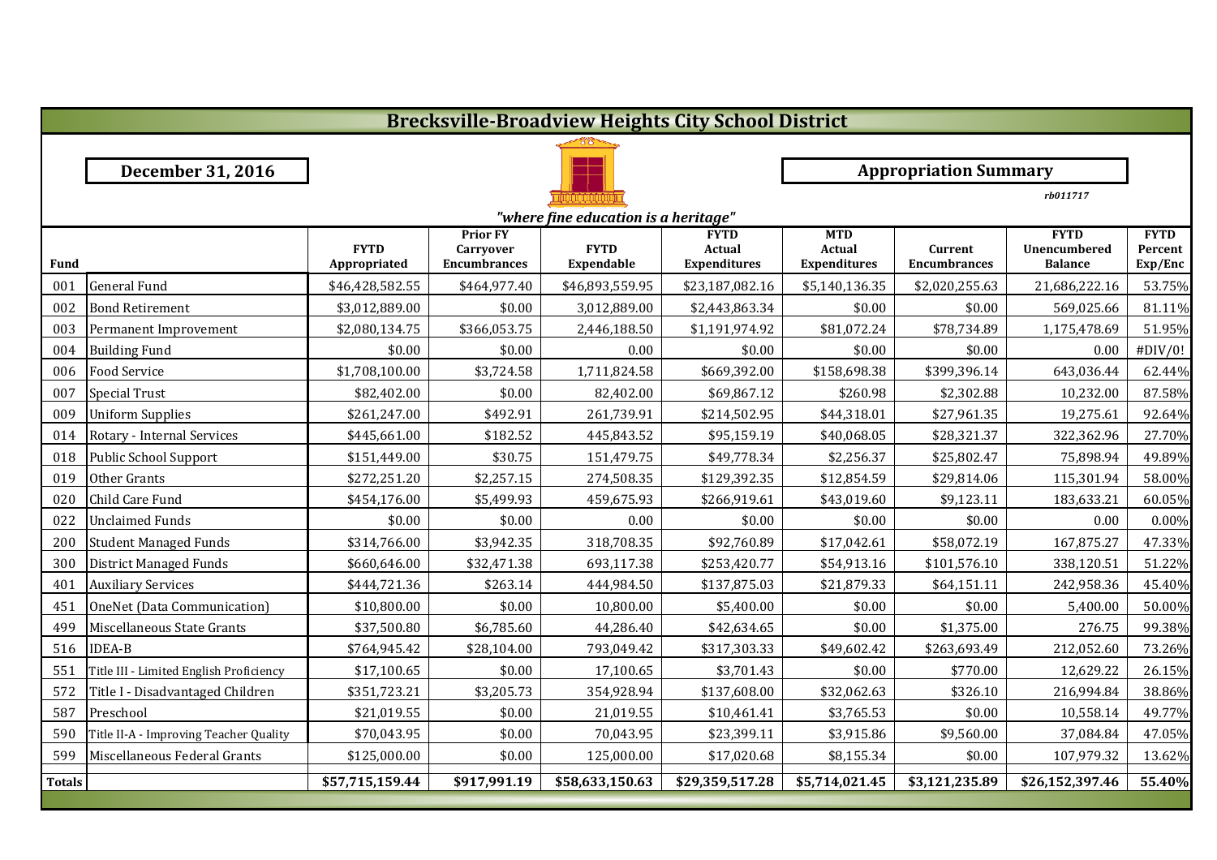# Brecksville-Broadview Heights City School District

**December 31, 2016**

**Appropriation Summary**

*rb011717*

*"where fine education is a heritage"*

| Fund | | FYTD Appropriated | Prior FY Carryover Encumbrances | FYTD Expendable | FYTD Actual Expenditures | MTD Actual Expenditures | Current Encumbrances | FYTD Unencumbered Balance | FYTD Percent Exp/Enc |
|---|---|---|---|---|---|---|---|---|---|
| 001 | General Fund | $46,428,582.55 | $464,977.40 | $46,893,559.95 | $23,187,082.16 | $5,140,136.35 | $2,020,255.63 | 21,686,222.16 | 53.75% |
| 002 | Bond Retirement | $3,012,889.00 | $0.00 | 3,012,889.00 | $2,443,863.34 | $0.00 | $0.00 | 569,025.66 | 81.11% |
| 003 | Permanent Improvement | $2,080,134.75 | $366,053.75 | 2,446,188.50 | $1,191,974.92 | $81,072.24 | $78,734.89 | 1,175,478.69 | 51.95% |
| 004 | Building Fund | $0.00 | $0.00 | 0.00 | $0.00 | $0.00 | $0.00 | 0.00 | #DIV/0! |
| 006 | Food Service | $1,708,100.00 | $3,724.58 | 1,711,824.58 | $669,392.00 | $158,698.38 | $399,396.14 | 643,036.44 | 62.44% |
| 007 | Special Trust | $82,402.00 | $0.00 | 82,402.00 | $69,867.12 | $260.98 | $2,302.88 | 10,232.00 | 87.58% |
| 009 | Uniform Supplies | $261,247.00 | $492.91 | 261,739.91 | $214,502.95 | $44,318.01 | $27,961.35 | 19,275.61 | 92.64% |
| 014 | Rotary - Internal Services | $445,661.00 | $182.52 | 445,843.52 | $95,159.19 | $40,068.05 | $28,321.37 | 322,362.96 | 27.70% |
| 018 | Public School Support | $151,449.00 | $30.75 | 151,479.75 | $49,778.34 | $2,256.37 | $25,802.47 | 75,898.94 | 49.89% |
| 019 | Other Grants | $272,251.20 | $2,257.15 | 274,508.35 | $129,392.35 | $12,854.59 | $29,814.06 | 115,301.94 | 58.00% |
| 020 | Child Care Fund | $454,176.00 | $5,499.93 | 459,675.93 | $266,919.61 | $43,019.60 | $9,123.11 | 183,633.21 | 60.05% |
| 022 | Unclaimed Funds | $0.00 | $0.00 | 0.00 | $0.00 | $0.00 | $0.00 | 0.00 | 0.00% |
| 200 | Student Managed Funds | $314,766.00 | $3,942.35 | 318,708.35 | $92,760.89 | $17,042.61 | $58,072.19 | 167,875.27 | 47.33% |
| 300 | District Managed Funds | $660,646.00 | $32,471.38 | 693,117.38 | $253,420.77 | $54,913.16 | $101,576.10 | 338,120.51 | 51.22% |
| 401 | Auxiliary Services | $444,721.36 | $263.14 | 444,984.50 | $137,875.03 | $21,879.33 | $64,151.11 | 242,958.36 | 45.40% |
| 451 | OneNet (Data Communication) | $10,800.00 | $0.00 | 10,800.00 | $5,400.00 | $0.00 | $0.00 | 5,400.00 | 50.00% |
| 499 | Miscellaneous State Grants | $37,500.80 | $6,785.60 | 44,286.40 | $42,634.65 | $0.00 | $1,375.00 | 276.75 | 99.38% |
| 516 | IDEA-B | $764,945.42 | $28,104.00 | 793,049.42 | $317,303.33 | $49,602.42 | $263,693.49 | 212,052.60 | 73.26% |
| 551 | Title III - Limited English Proficiency | $17,100.65 | $0.00 | 17,100.65 | $3,701.43 | $0.00 | $770.00 | 12,629.22 | 26.15% |
| 572 | Title I - Disadvantaged Children | $351,723.21 | $3,205.73 | 354,928.94 | $137,608.00 | $32,062.63 | $326.10 | 216,994.84 | 38.86% |
| 587 | Preschool | $21,019.55 | $0.00 | 21,019.55 | $10,461.41 | $3,765.53 | $0.00 | 10,558.14 | 49.77% |
| 590 | Title II-A - Improving Teacher Quality | $70,043.95 | $0.00 | 70,043.95 | $23,399.11 | $3,915.86 | $9,560.00 | 37,084.84 | 47.05% |
| 599 | Miscellaneous Federal Grants | $125,000.00 | $0.00 | 125,000.00 | $17,020.68 | $8,155.34 | $0.00 | 107,979.32 | 13.62% |
| **Totals** | | **$57,715,159.44** | **$917,991.19** | **$58,633,150.63** | **$29,359,517.28** | **$5,714,021.45** | **$3,121,235.89** | **$26,152,397.46** | **55.40%** |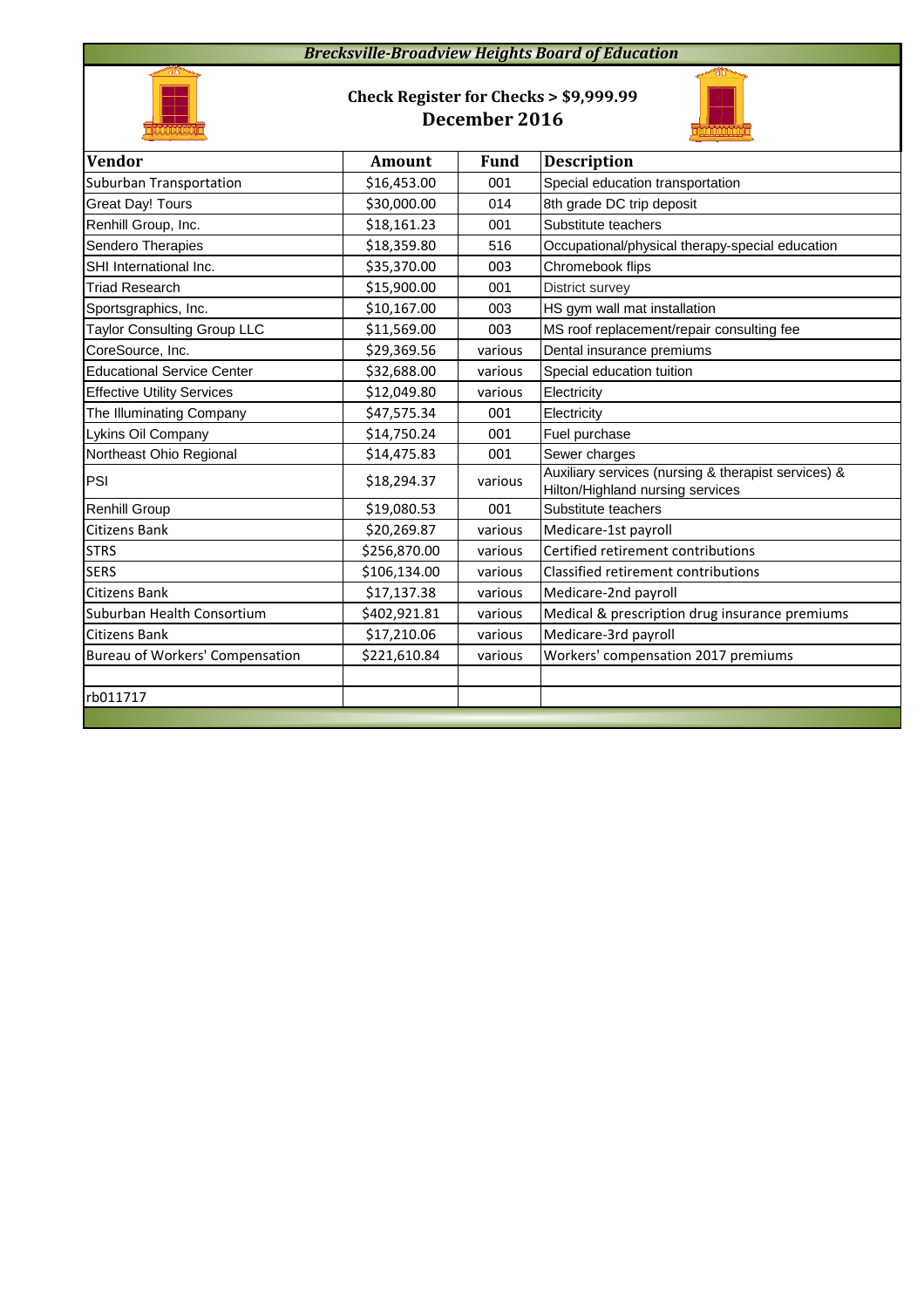*Brecksville-Broadview Heights Board of Education*

## Check Register for Checks > $9,999.99
## December 2016

| Vendor | Amount | Fund | Description |
|---|---|---|---|
| Suburban Transportation | $16,453.00 | 001 | Special education transportation |
| Great Day! Tours | $30,000.00 | 014 | 8th grade DC trip deposit |
| Renhill Group, Inc. | $18,161.23 | 001 | Substitute teachers |
| Sendero Therapies | $18,359.80 | 516 | Occupational/physical therapy-special education |
| SHI International Inc. | $35,370.00 | 003 | Chromebook flips |
| Triad Research | $15,900.00 | 001 | District survey |
| Sportsgraphics, Inc. | $10,167.00 | 003 | HS gym wall mat installation |
| Taylor Consulting Group LLC | $11,569.00 | 003 | MS roof replacement/repair consulting fee |
| CoreSource, Inc. | $29,369.56 | various | Dental insurance premiums |
| Educational Service Center | $32,688.00 | various | Special education tuition |
| Effective Utility Services | $12,049.80 | various | Electricity |
| The Illuminating Company | $47,575.34 | 001 | Electricity |
| Lykins Oil Company | $14,750.24 | 001 | Fuel purchase |
| Northeast Ohio Regional | $14,475.83 | 001 | Sewer charges |
| PSI | $18,294.37 | various | Auxiliary services (nursing & therapist services) & Hilton/Highland nursing services |
| Renhill Group | $19,080.53 | 001 | Substitute teachers |
| Citizens Bank | $20,269.87 | various | Medicare-1st payroll |
| STRS | $256,870.00 | various | Certified retirement contributions |
| SERS | $106,134.00 | various | Classified retirement contributions |
| Citizens Bank | $17,137.38 | various | Medicare-2nd payroll |
| Suburban Health Consortium | $402,921.81 | various | Medical & prescription drug insurance premiums |
| Citizens Bank | $17,210.06 | various | Medicare-3rd payroll |
| Bureau of Workers' Compensation | $221,610.84 | various | Workers' compensation 2017 premiums |
| | | | |
| rb011717 | | | |